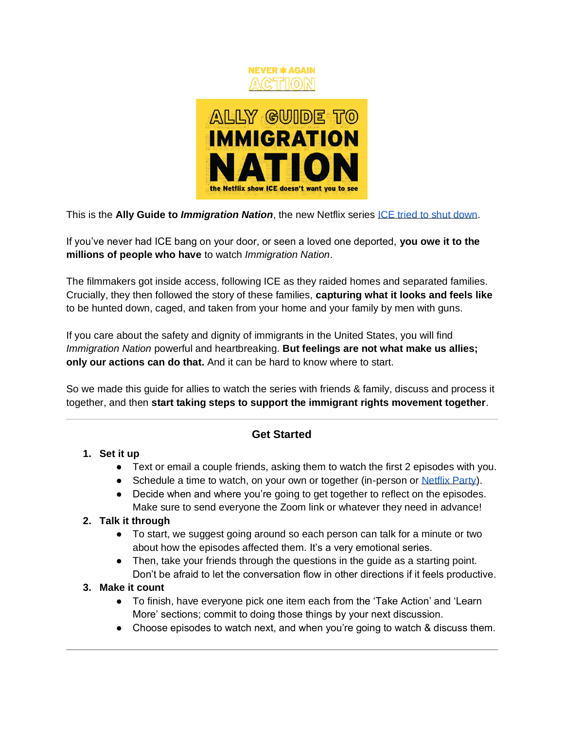NEVER AGAIN ACTION

# ALLY GUIDE TO IMMIGRATION NATION

the Netflix show ICE doesn't want you to see

This is the **Ally Guide to *Immigration Nation***, the new Netflix series [ICE tried to shut down](#).

If you've never had ICE bang on your door, or seen a loved one deported, **you owe it to the millions of people who have** to watch *Immigration Nation*.

The filmmakers got inside access, following ICE as they raided homes and separated families. Crucially, they then followed the story of these families, **capturing what it looks and feels like** to be hunted down, caged, and taken from your home and your family by men with guns.

If you care about the safety and dignity of immigrants in the United States, you will find *Immigration Nation* powerful and heartbreaking. **But feelings are not what make us allies; only our actions can do that.** And it can be hard to know where to start.

So we made this guide for allies to watch the series with friends & family, discuss and process it together, and then **start taking steps to support the immigrant rights movement together**.

---

## Get Started

1. **Set it up**
   - Text or email a couple friends, asking them to watch the first 2 episodes with you.
   - Schedule a time to watch, on your own or together (in-person or [Netflix Party](#)).
   - Decide when and where you're going to get together to reflect on the episodes. Make sure to send everyone the Zoom link or whatever they need in advance!
2. **Talk it through**
   - To start, we suggest going around so each person can talk for a minute or two about how the episodes affected them. It's a very emotional series.
   - Then, take your friends through the questions in the guide as a starting point. Don't be afraid to let the conversation flow in other directions if it feels productive.
3. **Make it count**
   - To finish, have everyone pick one item each from the 'Take Action' and 'Learn More' sections; commit to doing those things by your next discussion.
   - Choose episodes to watch next, and when you're going to watch & discuss them.

---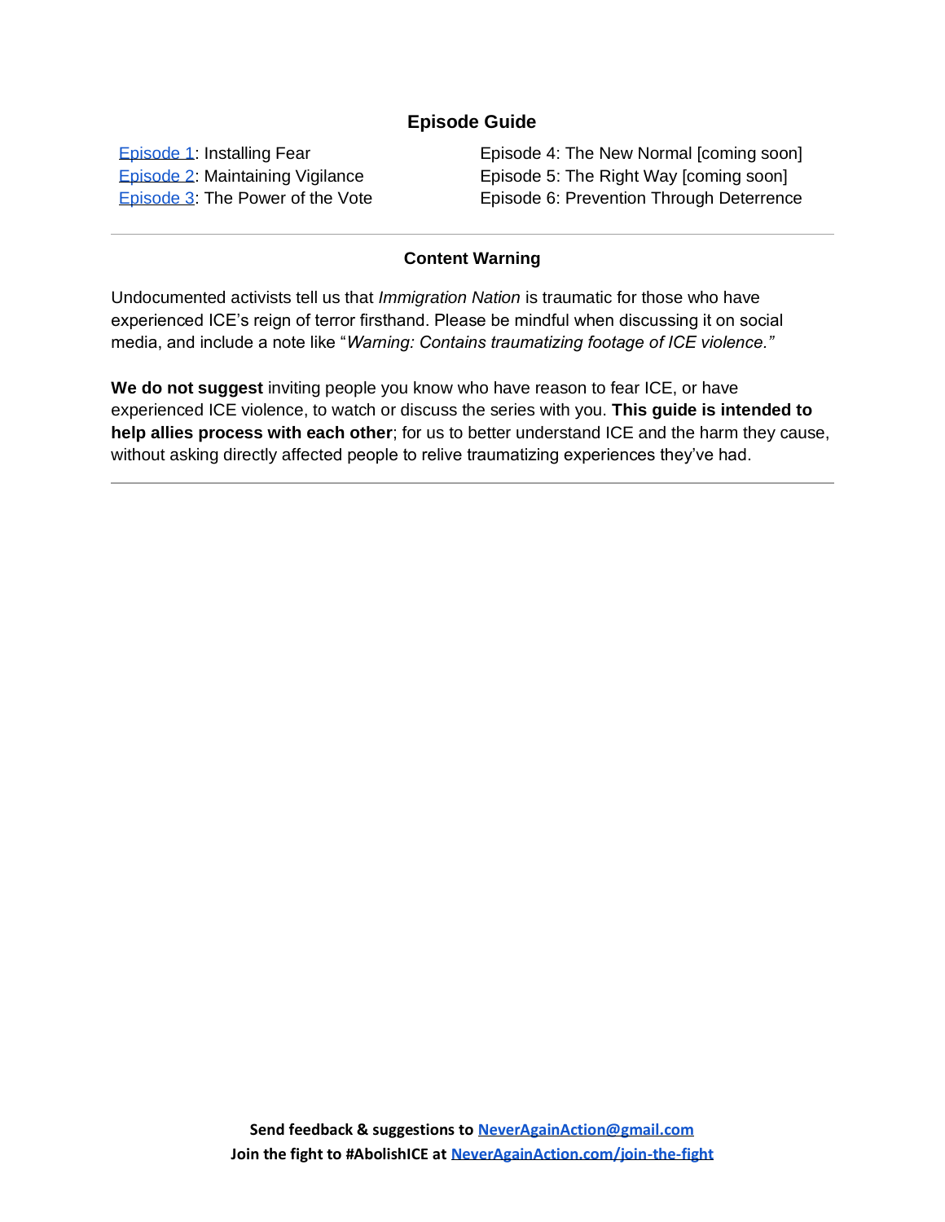## Episode Guide

Episode 1: Installing Fear
Episode 2: Maintaining Vigilance
Episode 3: The Power of the Vote
Episode 4: The New Normal [coming soon]
Episode 5: The Right Way [coming soon]
Episode 6: Prevention Through Deterrence

---

## Content Warning

Undocumented activists tell us that *Immigration Nation* is traumatic for those who have experienced ICE's reign of terror firsthand. Please be mindful when discussing it on social media, and include a note like "*Warning: Contains traumatizing footage of ICE violence.*"

**We do not suggest** inviting people you know who have reason to fear ICE, or have experienced ICE violence, to watch or discuss the series with you. **This guide is intended to help allies process with each other**; for us to better understand ICE and the harm they cause, without asking directly affected people to relive traumatizing experiences they've had.

---

**Send feedback & suggestions to NeverAgainAction@gmail.com**
**Join the fight to #AbolishICE at NeverAgainAction.com/join-the-fight**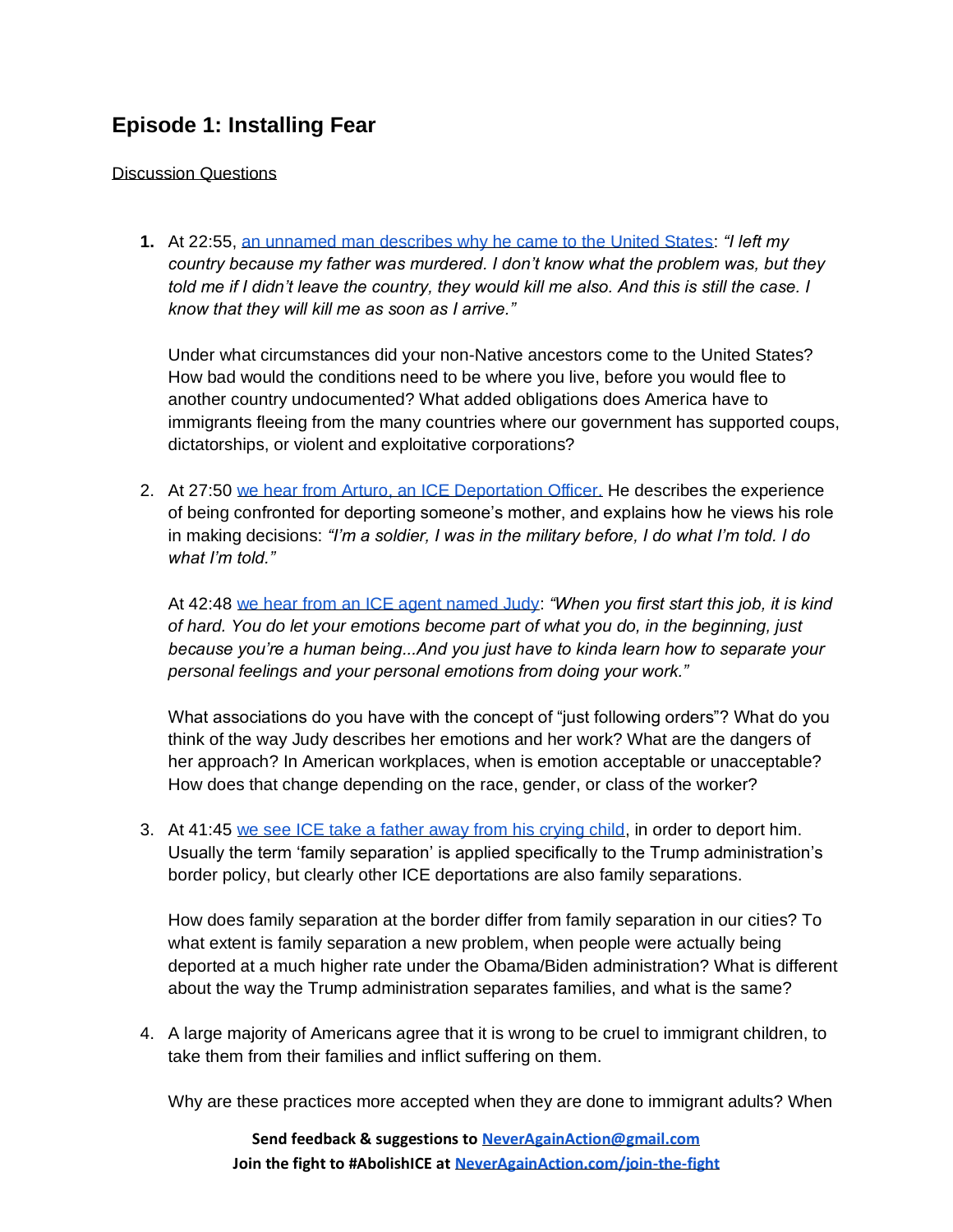## Episode 1: Installing Fear

Discussion Questions

1. At 22:55, an unnamed man describes why he came to the United States: *"I left my country because my father was murdered. I don't know what the problem was, but they told me if I didn't leave the country, they would kill me also. And this is still the case. I know that they will kill me as soon as I arrive."*

   Under what circumstances did your non-Native ancestors come to the United States? How bad would the conditions need to be where you live, before you would flee to another country undocumented? What added obligations does America have to immigrants fleeing from the many countries where our government has supported coups, dictatorships, or violent and exploitative corporations?

2. At 27:50 we hear from Arturo, an ICE Deportation Officer. He describes the experience of being confronted for deporting someone's mother, and explains how he views his role in making decisions: *"I'm a soldier, I was in the military before, I do what I'm told. I do what I'm told."*

   At 42:48 we hear from an ICE agent named Judy: *"When you first start this job, it is kind of hard. You do let your emotions become part of what you do, in the beginning, just because you're a human being...And you just have to kinda learn how to separate your personal feelings and your personal emotions from doing your work."*

   What associations do you have with the concept of "just following orders"? What do you think of the way Judy describes her emotions and her work? What are the dangers of her approach? In American workplaces, when is emotion acceptable or unacceptable? How does that change depending on the race, gender, or class of the worker?

3. At 41:45 we see ICE take a father away from his crying child, in order to deport him. Usually the term 'family separation' is applied specifically to the Trump administration's border policy, but clearly other ICE deportations are also family separations.

   How does family separation at the border differ from family separation in our cities? To what extent is family separation a new problem, when people were actually being deported at a much higher rate under the Obama/Biden administration? What is different about the way the Trump administration separates families, and what is the same?

4. A large majority of Americans agree that it is wrong to be cruel to immigrant children, to take them from their families and inflict suffering on them.

   Why are these practices more accepted when they are done to immigrant adults? When

**Send feedback & suggestions to NeverAgainAction@gmail.com**
**Join the fight to #AbolishICE at NeverAgainAction.com/join-the-fight**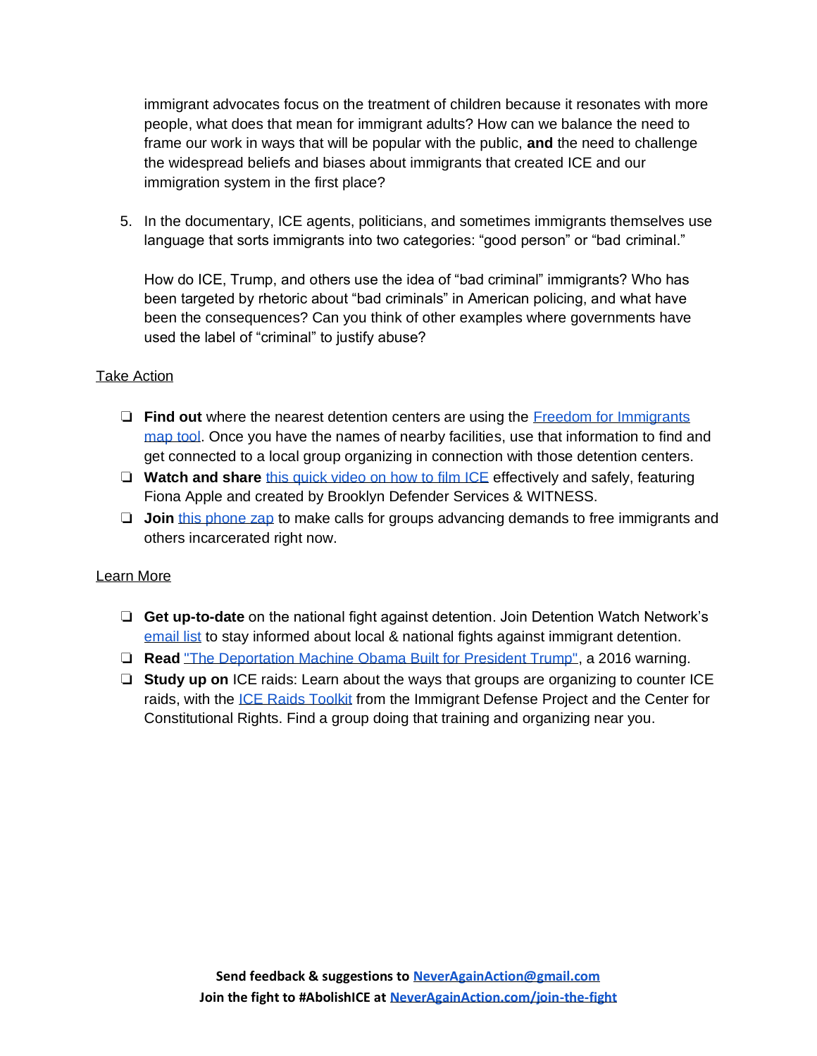immigrant advocates focus on the treatment of children because it resonates with more people, what does that mean for immigrant adults? How can we balance the need to frame our work in ways that will be popular with the public, **and** the need to challenge the widespread beliefs and biases about immigrants that created ICE and our immigration system in the first place?

5. In the documentary, ICE agents, politicians, and sometimes immigrants themselves use language that sorts immigrants into two categories: "good person" or "bad criminal."

   How do ICE, Trump, and others use the idea of "bad criminal" immigrants? Who has been targeted by rhetoric about "bad criminals" in American policing, and what have been the consequences? Can you think of other examples where governments have used the label of "criminal" to justify abuse?

<u>Take Action</u>

- ❏ **Find out** where the nearest detention centers are using the Freedom for Immigrants map tool. Once you have the names of nearby facilities, use that information to find and get connected to a local group organizing in connection with those detention centers.
- ❏ **Watch and share** this quick video on how to film ICE effectively and safely, featuring Fiona Apple and created by Brooklyn Defender Services & WITNESS.
- ❏ **Join** this phone zap to make calls for groups advancing demands to free immigrants and others incarcerated right now.

<u>Learn More</u>

- ❏ **Get up-to-date** on the national fight against detention. Join Detention Watch Network's email list to stay informed about local & national fights against immigrant detention.
- ❏ **Read** "The Deportation Machine Obama Built for President Trump", a 2016 warning.
- ❏ **Study up on** ICE raids: Learn about the ways that groups are organizing to counter ICE raids, with the ICE Raids Toolkit from the Immigrant Defense Project and the Center for Constitutional Rights. Find a group doing that training and organizing near you.

**Send feedback & suggestions to NeverAgainAction@gmail.com**
**Join the fight to #AbolishICE at NeverAgainAction.com/join-the-fight**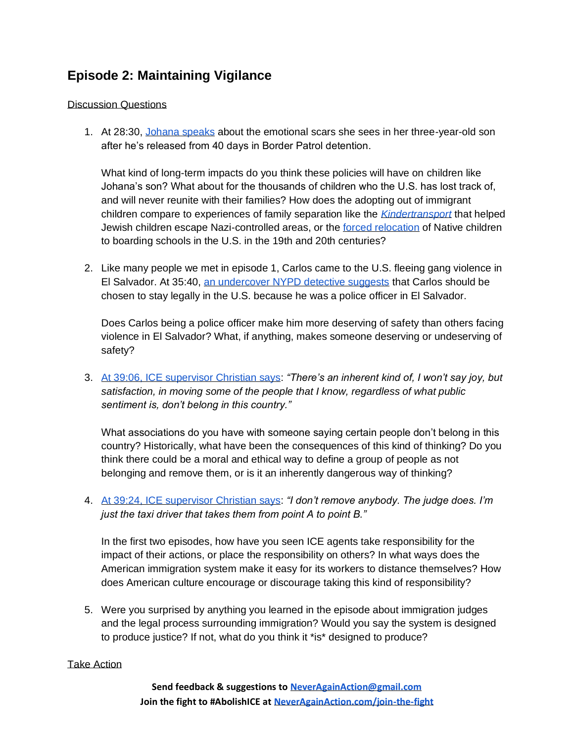## Episode 2: Maintaining Vigilance

<u>Discussion Questions</u>

1. At 28:30, Johana speaks about the emotional scars she sees in her three-year-old son after he's released from 40 days in Border Patrol detention.

   What kind of long-term impacts do you think these policies will have on children like Johana's son? What about for the thousands of children who the U.S. has lost track of, and will never reunite with their families? How does the adopting out of immigrant children compare to experiences of family separation like the *Kindertransport* that helped Jewish children escape Nazi-controlled areas, or the forced relocation of Native children to boarding schools in the U.S. in the 19th and 20th centuries?

2. Like many people we met in episode 1, Carlos came to the U.S. fleeing gang violence in El Salvador. At 35:40, an undercover NYPD detective suggests that Carlos should be chosen to stay legally in the U.S. because he was a police officer in El Salvador.

   Does Carlos being a police officer make him more deserving of safety than others facing violence in El Salvador? What, if anything, makes someone deserving or undeserving of safety?

3. At 39:06, ICE supervisor Christian says: *"There's an inherent kind of, I won't say joy, but satisfaction, in moving some of the people that I know, regardless of what public sentiment is, don't belong in this country."*

   What associations do you have with someone saying certain people don't belong in this country? Historically, what have been the consequences of this kind of thinking? Do you think there could be a moral and ethical way to define a group of people as not belonging and remove them, or is it an inherently dangerous way of thinking?

4. At 39:24, ICE supervisor Christian says: *"I don't remove anybody. The judge does. I'm just the taxi driver that takes them from point A to point B."*

   In the first two episodes, how have you seen ICE agents take responsibility for the impact of their actions, or place the responsibility on others? In what ways does the American immigration system make it easy for its workers to distance themselves? How does American culture encourage or discourage taking this kind of responsibility?

5. Were you surprised by anything you learned in the episode about immigration judges and the legal process surrounding immigration? Would you say the system is designed to produce justice? If not, what do you think it *is* designed to produce?

<u>Take Action</u>

**Send feedback & suggestions to NeverAgainAction@gmail.com**
**Join the fight to #AbolishICE at NeverAgainAction.com/join-the-fight**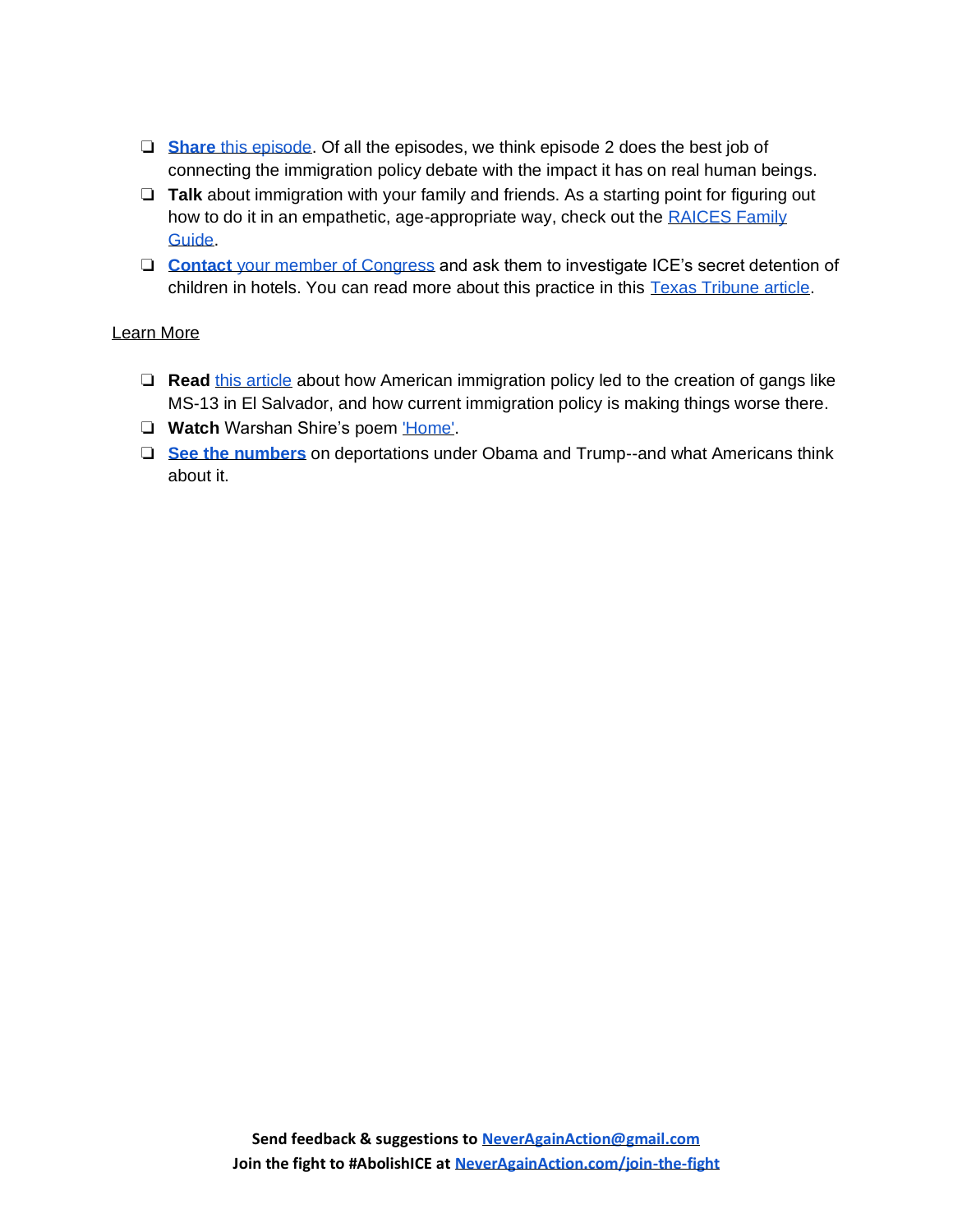- **Share** this episode. Of all the episodes, we think episode 2 does the best job of connecting the immigration policy debate with the impact it has on real human beings.
- **Talk** about immigration with your family and friends. As a starting point for figuring out how to do it in an empathetic, age-appropriate way, check out the RAICES Family Guide.
- **Contact** your member of Congress and ask them to investigate ICE's secret detention of children in hotels. You can read more about this practice in this Texas Tribune article.

Learn More

- **Read** this article about how American immigration policy led to the creation of gangs like MS-13 in El Salvador, and how current immigration policy is making things worse there.
- **Watch** Warshan Shire's poem 'Home'.
- **See the numbers** on deportations under Obama and Trump--and what Americans think about it.

**Send feedback & suggestions to NeverAgainAction@gmail.com**
**Join the fight to #AbolishICE at NeverAgainAction.com/join-the-fight**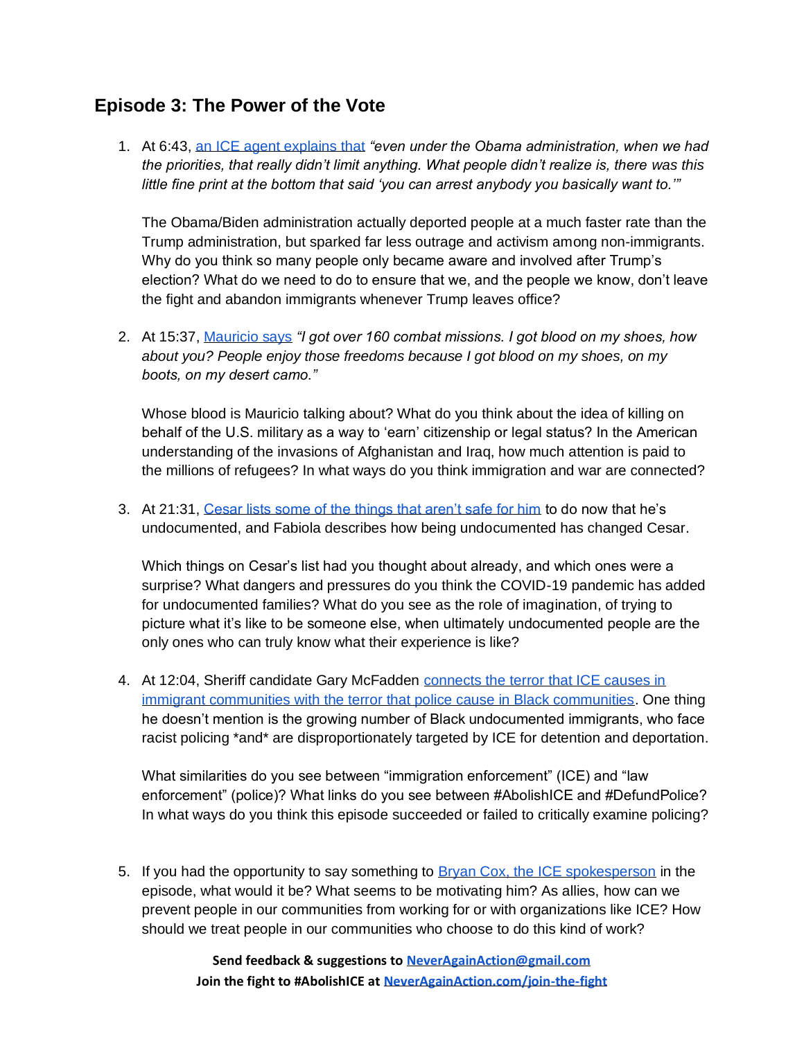## Episode 3: The Power of the Vote

1. At 6:43, an ICE agent explains that *"even under the Obama administration, when we had the priorities, that really didn't limit anything. What people didn't realize is, there was this little fine print at the bottom that said 'you can arrest anybody you basically want to.'"*

   The Obama/Biden administration actually deported people at a much faster rate than the Trump administration, but sparked far less outrage and activism among non-immigrants. Why do you think so many people only became aware and involved after Trump's election? What do we need to do to ensure that we, and the people we know, don't leave the fight and abandon immigrants whenever Trump leaves office?

2. At 15:37, Mauricio says *"I got over 160 combat missions. I got blood on my shoes, how about you? People enjoy those freedoms because I got blood on my shoes, on my boots, on my desert camo."*

   Whose blood is Mauricio talking about? What do you think about the idea of killing on behalf of the U.S. military as a way to 'earn' citizenship or legal status? In the American understanding of the invasions of Afghanistan and Iraq, how much attention is paid to the millions of refugees? In what ways do you think immigration and war are connected?

3. At 21:31, Cesar lists some of the things that aren't safe for him to do now that he's undocumented, and Fabiola describes how being undocumented has changed Cesar.

   Which things on Cesar's list had you thought about already, and which ones were a surprise? What dangers and pressures do you think the COVID-19 pandemic has added for undocumented families? What do you see as the role of imagination, of trying to picture what it's like to be someone else, when ultimately undocumented people are the only ones who can truly know what their experience is like?

4. At 12:04, Sheriff candidate Gary McFadden connects the terror that ICE causes in immigrant communities with the terror that police cause in Black communities. One thing he doesn't mention is the growing number of Black undocumented immigrants, who face racist policing *and* are disproportionately targeted by ICE for detention and deportation.

   What similarities do you see between "immigration enforcement" (ICE) and "law enforcement" (police)? What links do you see between #AbolishICE and #DefundPolice? In what ways do you think this episode succeeded or failed to critically examine policing?

5. If you had the opportunity to say something to Bryan Cox, the ICE spokesperson in the episode, what would it be? What seems to be motivating him? As allies, how can we prevent people in our communities from working for or with organizations like ICE? How should we treat people in our communities who choose to do this kind of work?

**Send feedback & suggestions to NeverAgainAction@gmail.com**
**Join the fight to #AbolishICE at NeverAgainAction.com/join-the-fight**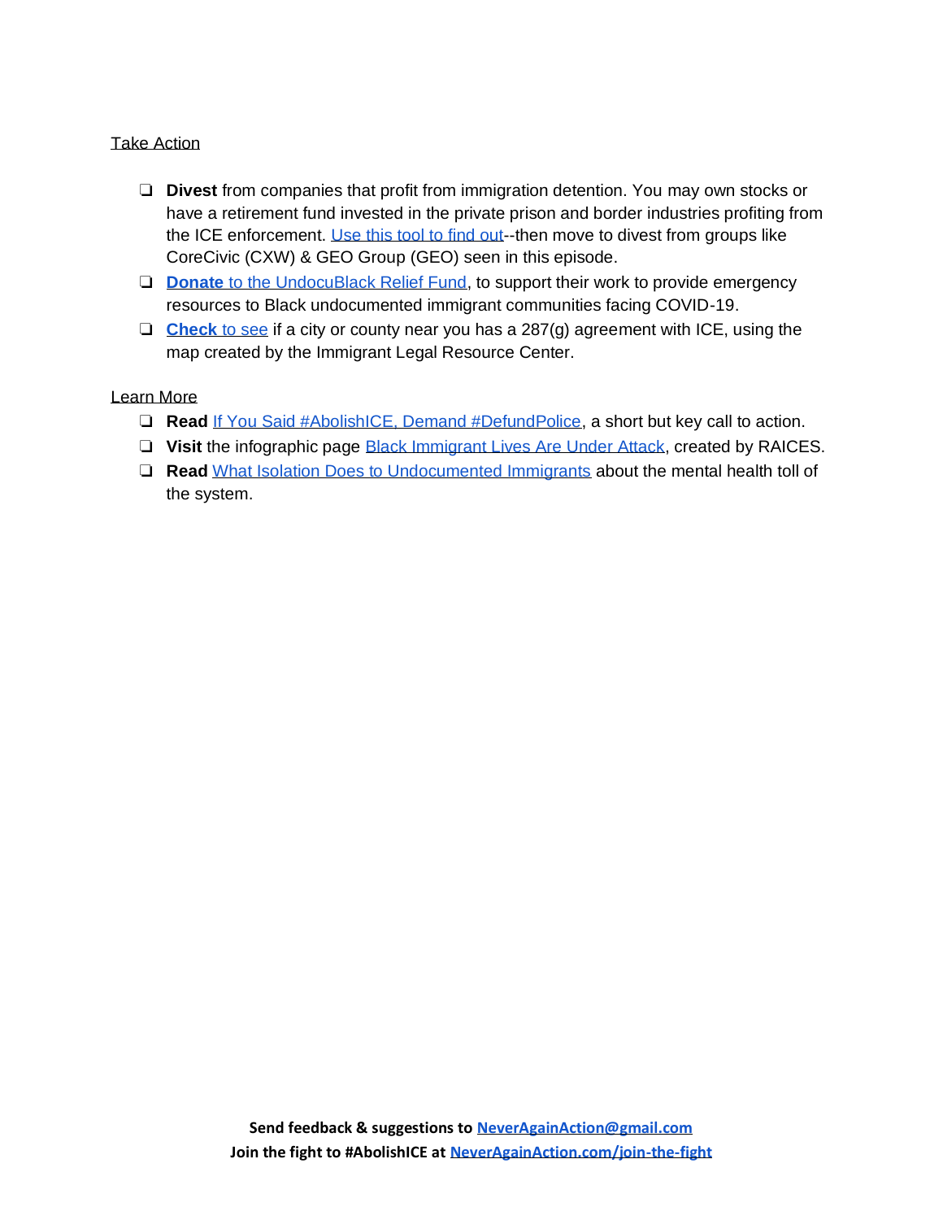Take Action

- **Divest** from companies that profit from immigration detention. You may own stocks or have a retirement fund invested in the private prison and border industries profiting from the ICE enforcement. Use this tool to find out--then move to divest from groups like CoreCivic (CXW) & GEO Group (GEO) seen in this episode.
- **Donate** to the UndocuBlack Relief Fund, to support their work to provide emergency resources to Black undocumented immigrant communities facing COVID-19.
- **Check** to see if a city or county near you has a 287(g) agreement with ICE, using the map created by the Immigrant Legal Resource Center.

Learn More

- **Read** If You Said #AbolishICE, Demand #DefundPolice, a short but key call to action.
- **Visit** the infographic page Black Immigrant Lives Are Under Attack, created by RAICES.
- **Read** What Isolation Does to Undocumented Immigrants about the mental health toll of the system.

**Send feedback & suggestions to NeverAgainAction@gmail.com**
**Join the fight to #AbolishICE at NeverAgainAction.com/join-the-fight**